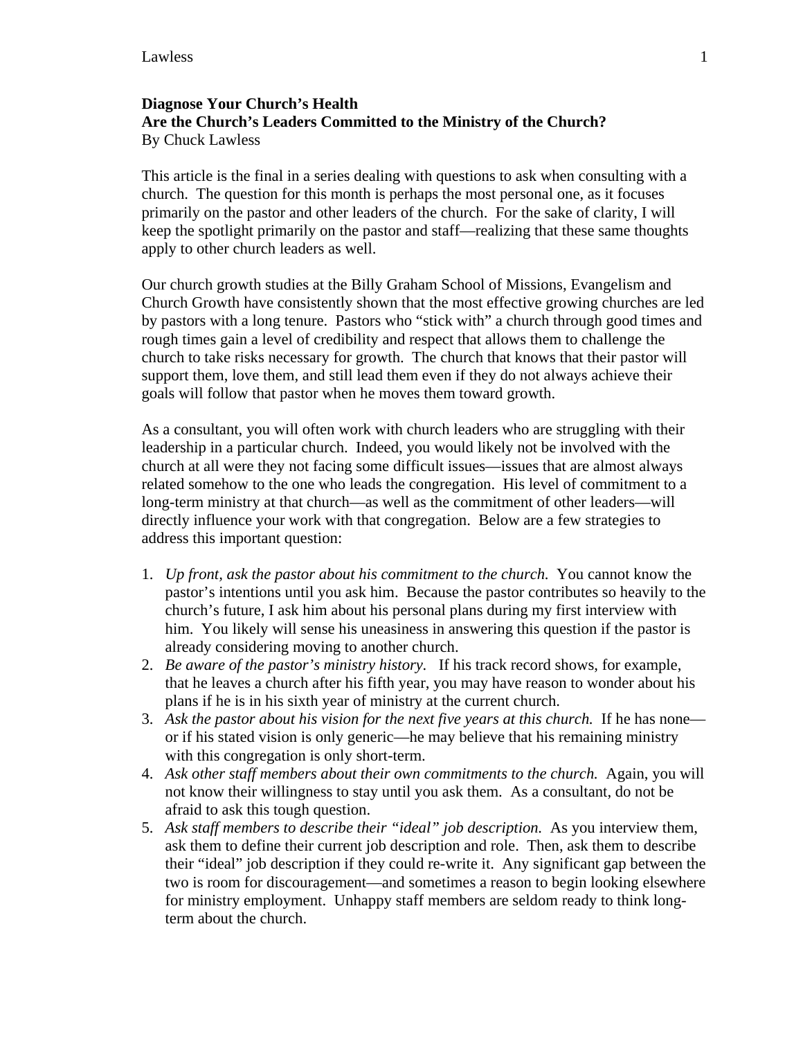**Diagnose Your Church's Health**
**Are the Church's Leaders Committed to the Ministry of the Church?**
By Chuck Lawless

This article is the final in a series dealing with questions to ask when consulting with a church. The question for this month is perhaps the most personal one, as it focuses primarily on the pastor and other leaders of the church. For the sake of clarity, I will keep the spotlight primarily on the pastor and staff—realizing that these same thoughts apply to other church leaders as well.

Our church growth studies at the Billy Graham School of Missions, Evangelism and Church Growth have consistently shown that the most effective growing churches are led by pastors with a long tenure. Pastors who "stick with" a church through good times and rough times gain a level of credibility and respect that allows them to challenge the church to take risks necessary for growth. The church that knows that their pastor will support them, love them, and still lead them even if they do not always achieve their goals will follow that pastor when he moves them toward growth.

As a consultant, you will often work with church leaders who are struggling with their leadership in a particular church. Indeed, you would likely not be involved with the church at all were they not facing some difficult issues—issues that are almost always related somehow to the one who leads the congregation. His level of commitment to a long-term ministry at that church—as well as the commitment of other leaders—will directly influence your work with that congregation. Below are a few strategies to address this important question:

1. *Up front, ask the pastor about his commitment to the church.* You cannot know the pastor's intentions until you ask him. Because the pastor contributes so heavily to the church's future, I ask him about his personal plans during my first interview with him. You likely will sense his uneasiness in answering this question if the pastor is already considering moving to another church.
2. *Be aware of the pastor's ministry history.* If his track record shows, for example, that he leaves a church after his fifth year, you may have reason to wonder about his plans if he is in his sixth year of ministry at the current church.
3. *Ask the pastor about his vision for the next five years at this church.* If he has none—or if his stated vision is only generic—he may believe that his remaining ministry with this congregation is only short-term.
4. *Ask other staff members about their own commitments to the church.* Again, you will not know their willingness to stay until you ask them. As a consultant, do not be afraid to ask this tough question.
5. *Ask staff members to describe their "ideal" job description.* As you interview them, ask them to define their current job description and role. Then, ask them to describe their "ideal" job description if they could re-write it. Any significant gap between the two is room for discouragement—and sometimes a reason to begin looking elsewhere for ministry employment. Unhappy staff members are seldom ready to think long-term about the church.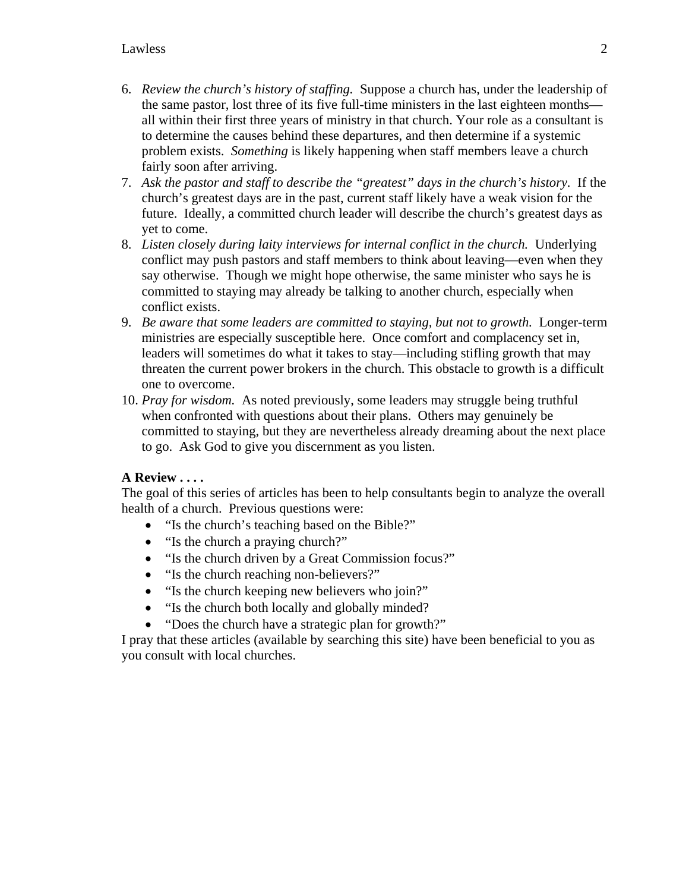6. *Review the church's history of staffing.* Suppose a church has, under the leadership of the same pastor, lost three of its five full-time ministers in the last eighteen months—all within their first three years of ministry in that church. Your role as a consultant is to determine the causes behind these departures, and then determine if a systemic problem exists. *Something* is likely happening when staff members leave a church fairly soon after arriving.
7. *Ask the pastor and staff to describe the "greatest" days in the church's history.* If the church's greatest days are in the past, current staff likely have a weak vision for the future. Ideally, a committed church leader will describe the church's greatest days as yet to come.
8. *Listen closely during laity interviews for internal conflict in the church.* Underlying conflict may push pastors and staff members to think about leaving—even when they say otherwise. Though we might hope otherwise, the same minister who says he is committed to staying may already be talking to another church, especially when conflict exists.
9. *Be aware that some leaders are committed to staying, but not to growth.* Longer-term ministries are especially susceptible here. Once comfort and complacency set in, leaders will sometimes do what it takes to stay—including stifling growth that may threaten the current power brokers in the church. This obstacle to growth is a difficult one to overcome.
10. *Pray for wisdom.* As noted previously, some leaders may struggle being truthful when confronted with questions about their plans. Others may genuinely be committed to staying, but they are nevertheless already dreaming about the next place to go. Ask God to give you discernment as you listen.

**A Review . . . .**

The goal of this series of articles has been to help consultants begin to analyze the overall health of a church. Previous questions were:

- "Is the church's teaching based on the Bible?"
- "Is the church a praying church?"
- "Is the church driven by a Great Commission focus?"
- "Is the church reaching non-believers?"
- "Is the church keeping new believers who join?"
- "Is the church both locally and globally minded?
- "Does the church have a strategic plan for growth?"

I pray that these articles (available by searching this site) have been beneficial to you as you consult with local churches.